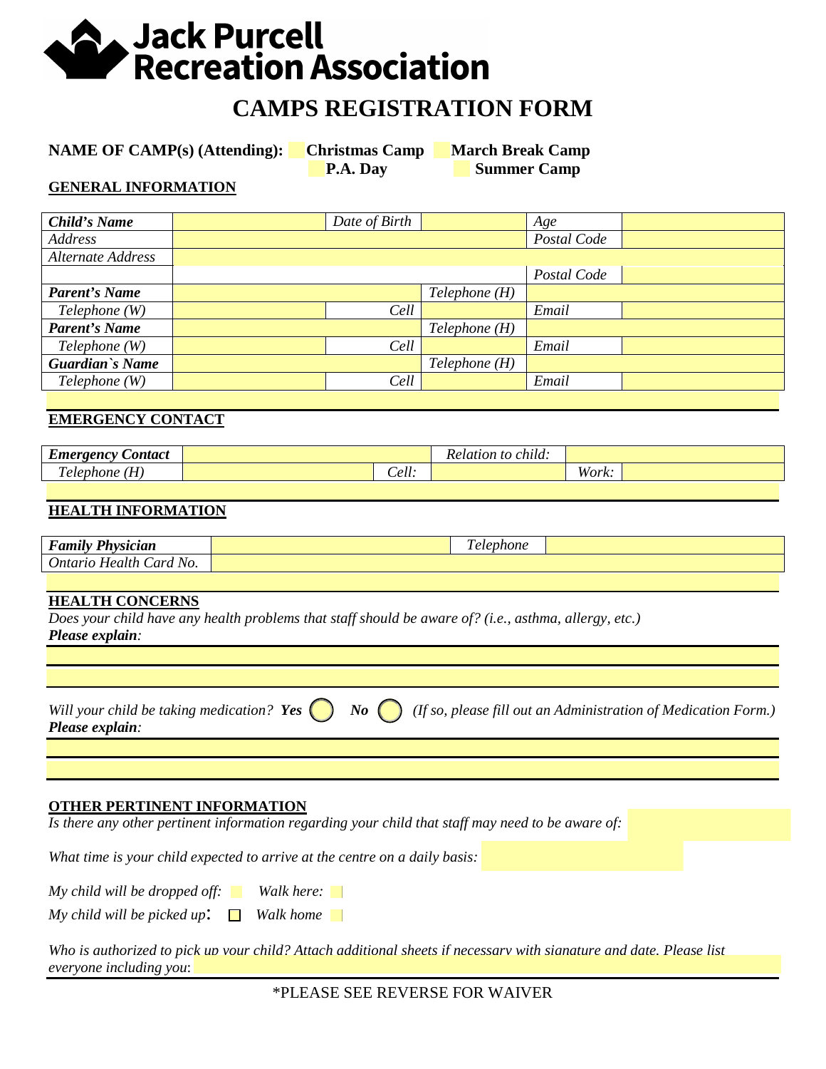# Jack Purcell Recreation Association

# CAMPS REGISTRATION FORM

**NAME OF CAMP(s) (Attending):** ☐ **Christmas Camp** ☐ **March Break Camp** ☐ **P.A. Day** ☐ **Summer Camp**

## GENERAL INFORMATION

| | | | | | |
|---|---|---|---|---|---|
| ***Child's Name*** | | *Date of Birth* | | *Age* | |
| *Address* | | | | *Postal Code* | |
| *Alternate Address* | | | | | |
| | | | | *Postal Code* | |
| ***Parent's Name*** | | | *Telephone (H)* | | |
| *Telephone (W)* | | *Cell* | | *Email* | |
| ***Parent's Name*** | | | *Telephone (H)* | | |
| *Telephone (W)* | | *Cell* | | *Email* | |
| ***Guardian`s Name*** | | | *Telephone (H)* | | |
| *Telephone (W)* | | *Cell* | | *Email* | |

## EMERGENCY CONTACT

| | | | | | |
|---|---|---|---|---|---|
| ***Emergency Contact*** | | | *Relation to child:* | | |
| *Telephone (H)* | | *Cell:* | | *Work:* | |

## HEALTH INFORMATION

| | | | |
|---|---|---|---|
| ***Family Physician*** | | *Telephone* | |
| *Ontario Health Card No.* | | | |

## HEALTH CONCERNS

*Does your child have any health problems that staff should be aware of? (i.e., asthma, allergy, etc.)*
***Please explain****:*

*Will your child be taking medication?* ***Yes*** ◯ ***No*** ◯ *(If so, please fill out an Administration of Medication Form.)*
***Please explain****:*

## OTHER PERTINENT INFORMATION

*Is there any other pertinent information regarding your child that staff may need to be aware of:*

*What time is your child expected to arrive at the centre on a daily basis:*

*My child will be dropped off:* ☐ *Walk here:* ☐

*My child will be picked up*: ☐ *Walk home* ☐

*Who is authorized to pick up your child? Attach additional sheets if necessary with signature and date. Please list everyone including you*:

*PLEASE SEE REVERSE FOR WAIVER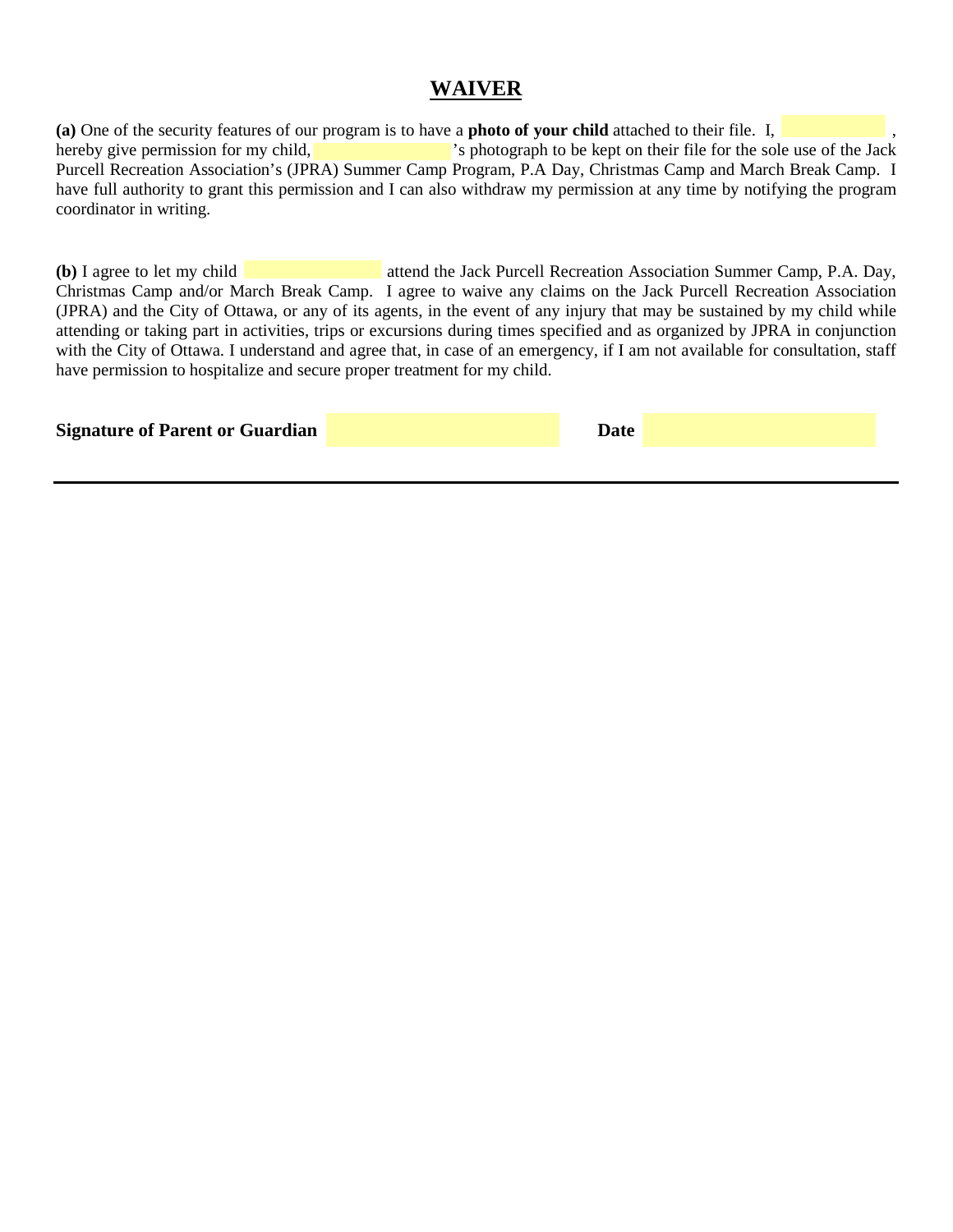# WAIVER

**(a)** One of the security features of our program is to have a **photo of your child** attached to their file. I, ____________, hereby give permission for my child, ____________'s photograph to be kept on their file for the sole use of the Jack Purcell Recreation Association's (JPRA) Summer Camp Program, P.A Day, Christmas Camp and March Break Camp. I have full authority to grant this permission and I can also withdraw my permission at any time by notifying the program coordinator in writing.

**(b)** I agree to let my child ____________ attend the Jack Purcell Recreation Association Summer Camp, P.A. Day, Christmas Camp and/or March Break Camp. I agree to waive any claims on the Jack Purcell Recreation Association (JPRA) and the City of Ottawa, or any of its agents, in the event of any injury that may be sustained by my child while attending or taking part in activities, trips or excursions during times specified and as organized by JPRA in conjunction with the City of Ottawa. I understand and agree that, in case of an emergency, if I am not available for consultation, staff have permission to hospitalize and secure proper treatment for my child.

**Signature of Parent or Guardian** ____________ **Date** ____________

---